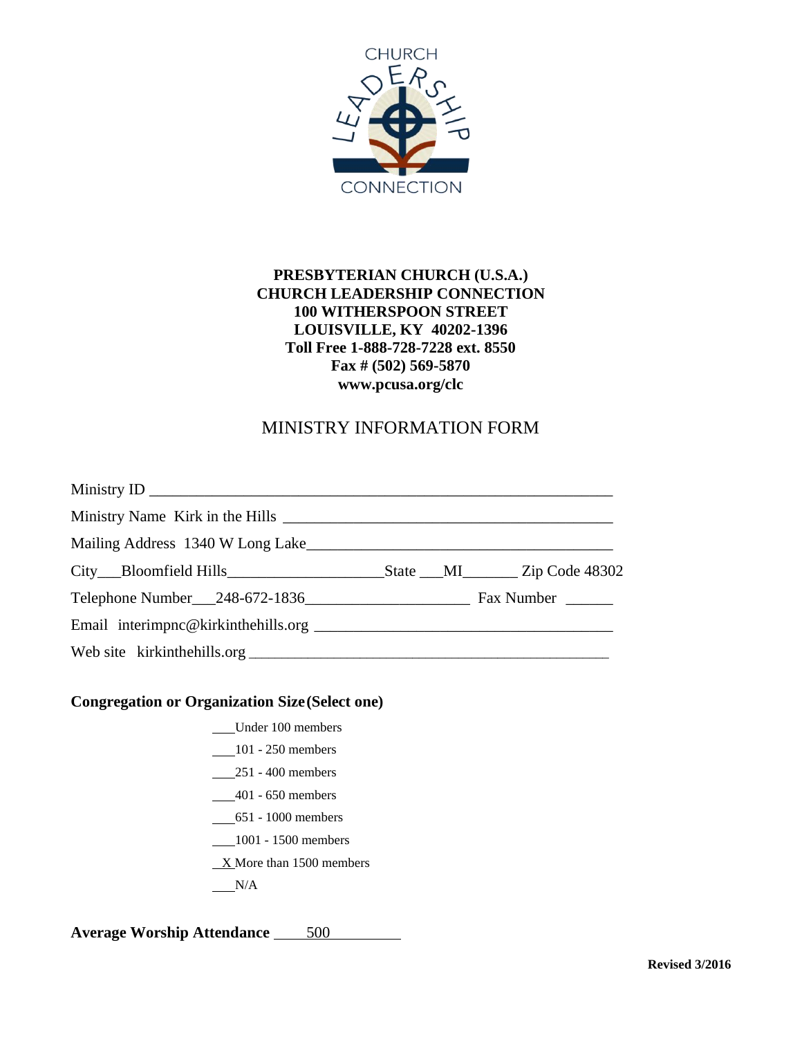**PRESBYTERIAN CHURCH (U.S.A.)**
**CHURCH LEADERSHIP CONNECTION**
**100 WITHERSPOON STREET**
**LOUISVILLE, KY 40202-1396**
**Toll Free 1-888-728-7228 ext. 8550**
**Fax # (502) 569-5870**
**www.pcusa.org/clc**

# MINISTRY INFORMATION FORM

Ministry ID ______________________________________________

Ministry Name Kirk in the Hills ______________________________

Mailing Address 1340 W Long Lake___________________________

City___Bloomfield Hills_______________State ___MI_______ Zip Code 48302

Telephone Number___248-672-1836_______________ Fax Number ______

Email interimpnc@kirkinthehills.org __________________________

Web site kirkinthehills.org _________________________________

**Congregation or Organization Size (Select one)**

___Under 100 members
___101 - 250 members
___251 - 400 members
___401 - 650 members
___651 - 1000 members
___1001 - 1500 members
_X_More than 1500 members
___N/A

**Average Worship Attendance** ____500________

**Revised 3/2016**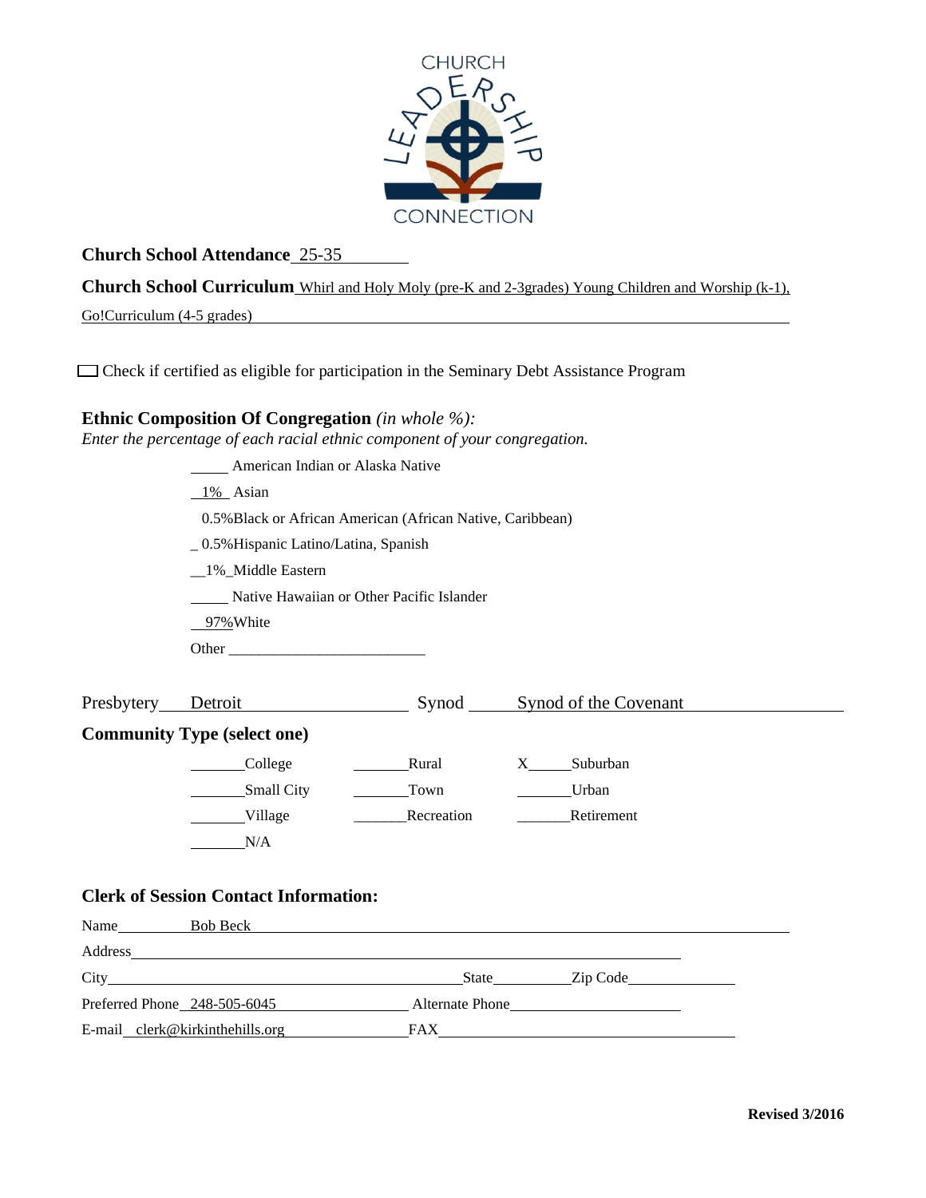CHURCH LEADERSHIP CONNECTION

**Church School Attendance** 25-35

**Church School Curriculum** Whirl and Holy Moly (pre-K and 2-3grades) Young Children and Worship (k-1), Go!Curriculum (4-5 grades)

☐ Check if certified as eligible for participation in the Seminary Debt Assistance Program

**Ethnic Composition Of Congregation** *(in whole %):*
*Enter the percentage of each racial ethnic component of your congregation.*

_____ American Indian or Alaska Native

1% Asian

0.5%Black or African American (African Native, Caribbean)

0.5%Hispanic Latino/Latina, Spanish

1% Middle Eastern

_____ Native Hawaiian or Other Pacific Islander

97%White

Other _______________________

Presbytery Detroit Synod Synod of the Covenant

**Community Type (select one)**

| | | |
|---|---|---|
| ____College | ____Rural | X____Suburban |
| ____Small City | ____Town | ____Urban |
| ____Village | ____Recreation | ____Retirement |
| ____N/A | | |

**Clerk of Session Contact Information:**

Name Bob Beck

Address

City State Zip Code

Preferred Phone 248-505-6045 Alternate Phone

E-mail clerk@kirkinthehills.org FAX

**Revised 3/2016**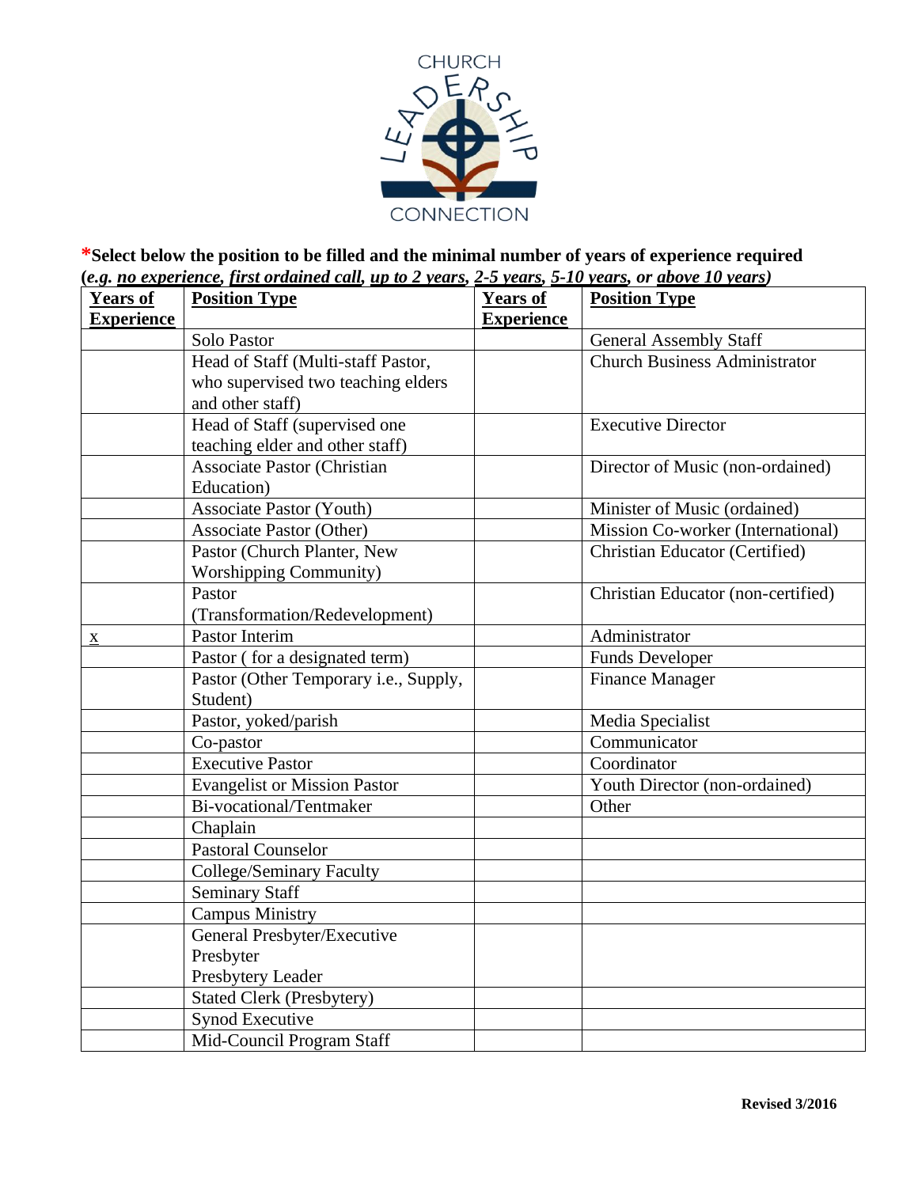**\*Select below the position to be filled and the minimal number of years of experience required (*e.g.* *no experience*, *first ordained call*, *up to 2 years*, *2-5 years*, *5-10 years*, or *above 10 years*)**

| Years of Experience | Position Type | Years of Experience | Position Type |
|---|---|---|---|
| | Solo Pastor | | General Assembly Staff |
| | Head of Staff (Multi-staff Pastor, who supervised two teaching elders and other staff) | | Church Business Administrator |
| | Head of Staff (supervised one teaching elder and other staff) | | Executive Director |
| | Associate Pastor (Christian Education) | | Director of Music (non-ordained) |
| | Associate Pastor (Youth) | | Minister of Music (ordained) |
| | Associate Pastor (Other) | | Mission Co-worker (International) |
| | Pastor (Church Planter, New Worshipping Community) | | Christian Educator (Certified) |
| | Pastor (Transformation/Redevelopment) | | Christian Educator (non-certified) |
| x | Pastor Interim | | Administrator |
| | Pastor ( for a designated term) | | Funds Developer |
| | Pastor (Other Temporary i.e., Supply, Student) | | Finance Manager |
| | Pastor, yoked/parish | | Media Specialist |
| | Co-pastor | | Communicator |
| | Executive Pastor | | Coordinator |
| | Evangelist or Mission Pastor | | Youth Director (non-ordained) |
| | Bi-vocational/Tentmaker | | Other |
| | Chaplain | | |
| | Pastoral Counselor | | |
| | College/Seminary Faculty | | |
| | Seminary Staff | | |
| | Campus Ministry | | |
| | General Presbyter/Executive Presbyter Presbytery Leader | | |
| | Stated Clerk (Presbytery) | | |
| | Synod Executive | | |
| | Mid-Council Program Staff | | |

**Revised 3/2016**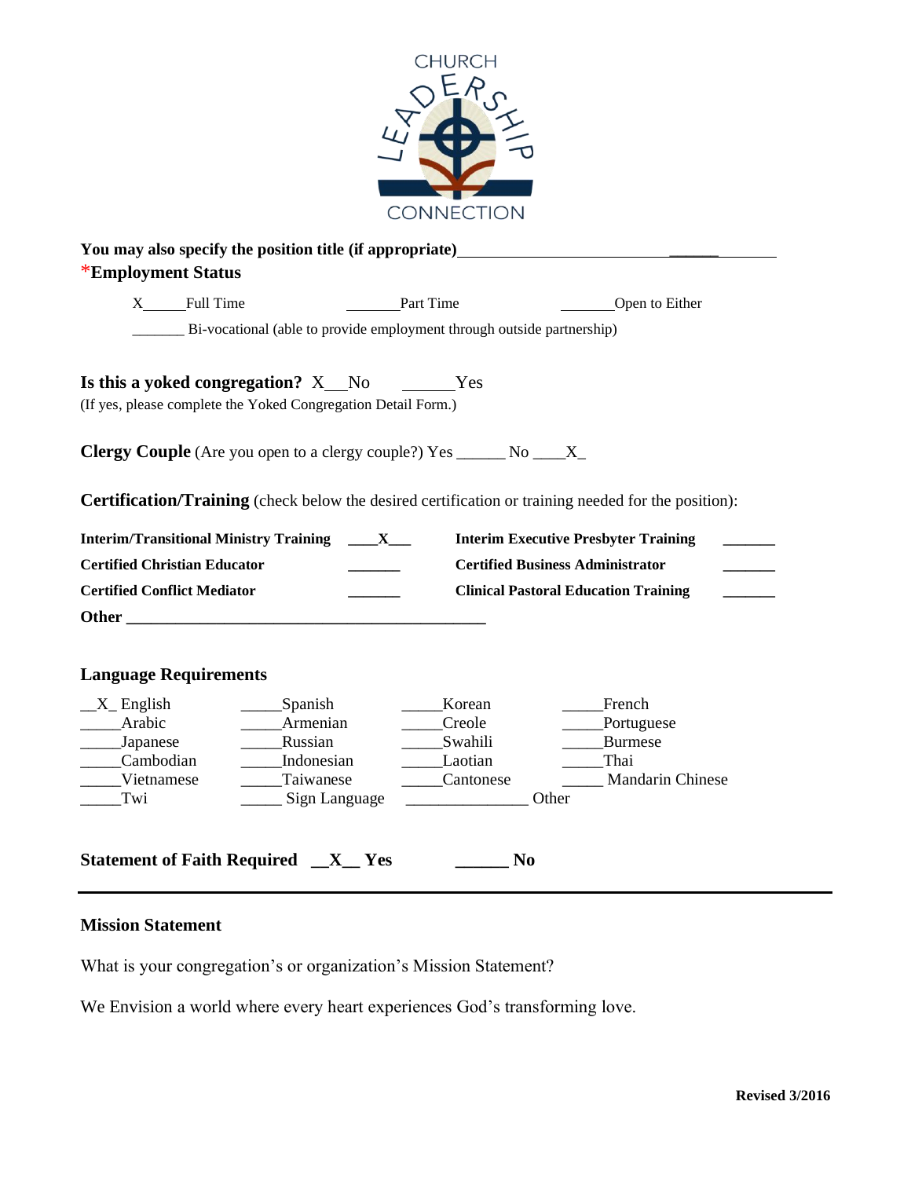**You may also specify the position title (if appropriate)**______________________________

\***Employment Status**

X_____Full Time _______Part Time _______Open to Either

_______ Bi-vocational (able to provide employment through outside partnership)

**Is this a yoked congregation?** X__No ______Yes

(If yes, please complete the Yoked Congregation Detail Form.)

**Clergy Couple** (Are you open to a clergy couple?) Yes ______ No ____X_

**Certification/Training** (check below the desired certification or training needed for the position):

| | | | |
|---|---|---|---|
| **Interim/Transitional Ministry Training** | ____X___ | **Interim Executive Presbyter Training** | _______ |
| **Certified Christian Educator** | _______ | **Certified Business Administrator** | _______ |
| **Certified Conflict Mediator** | _______ | **Clinical Pastoral Education Training** | _______ |

**Other** ______________________________________________

**Language Requirements**

| | | | |
|---|---|---|---|
| __X_ English | _____Spanish | _____Korean | _____French |
| _____Arabic | _____Armenian | _____Creole | _____Portuguese |
| _____Japanese | _____Russian | _____Swahili | _____Burmese |
| _____Cambodian | _____Indonesian | _____Laotian | _____Thai |
| _____Vietnamese | _____Taiwanese | _____Cantonese | _____ Mandarin Chinese |
| _____Twi | _____ Sign Language | _______________ Other | |

**Statement of Faith Required __X__ Yes ______ No**

---

**Mission Statement**

What is your congregation's or organization's Mission Statement?

We Envision a world where every heart experiences God's transforming love.

**Revised 3/2016**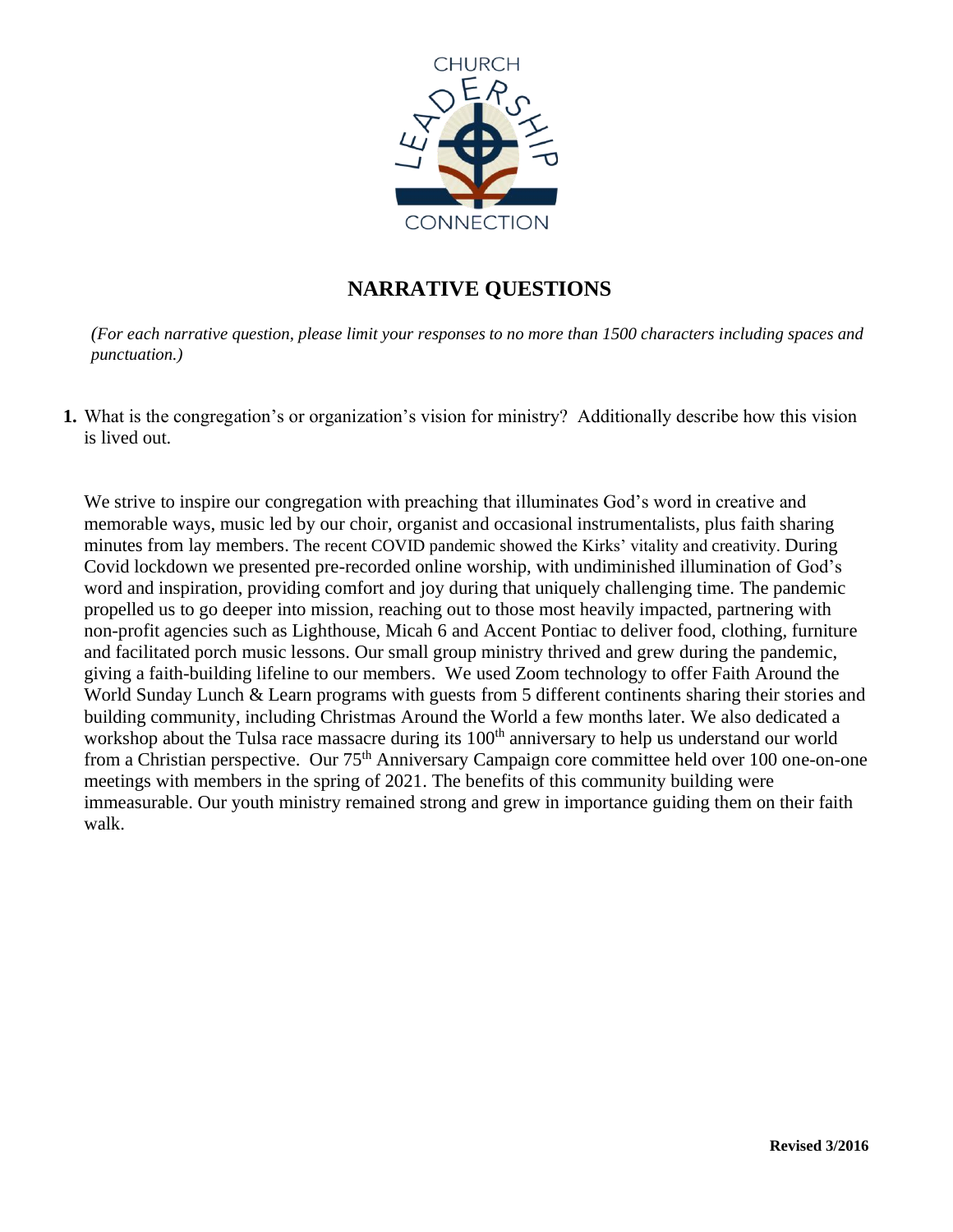CHURCH LEADERSHIP CONNECTION

## NARRATIVE QUESTIONS

*(For each narrative question, please limit your responses to no more than 1500 characters including spaces and punctuation.)*

**1.** What is the congregation's or organization's vision for ministry? Additionally describe how this vision is lived out.

We strive to inspire our congregation with preaching that illuminates God's word in creative and memorable ways, music led by our choir, organist and occasional instrumentalists, plus faith sharing minutes from lay members. The recent COVID pandemic showed the Kirks' vitality and creativity. During Covid lockdown we presented pre-recorded online worship, with undiminished illumination of God's word and inspiration, providing comfort and joy during that uniquely challenging time. The pandemic propelled us to go deeper into mission, reaching out to those most heavily impacted, partnering with non-profit agencies such as Lighthouse, Micah 6 and Accent Pontiac to deliver food, clothing, furniture and facilitated porch music lessons. Our small group ministry thrived and grew during the pandemic, giving a faith-building lifeline to our members. We used Zoom technology to offer Faith Around the World Sunday Lunch & Learn programs with guests from 5 different continents sharing their stories and building community, including Christmas Around the World a few months later. We also dedicated a workshop about the Tulsa race massacre during its 100th anniversary to help us understand our world from a Christian perspective. Our 75th Anniversary Campaign core committee held over 100 one-on-one meetings with members in the spring of 2021. The benefits of this community building were immeasurable. Our youth ministry remained strong and grew in importance guiding them on their faith walk.

**Revised 3/2016**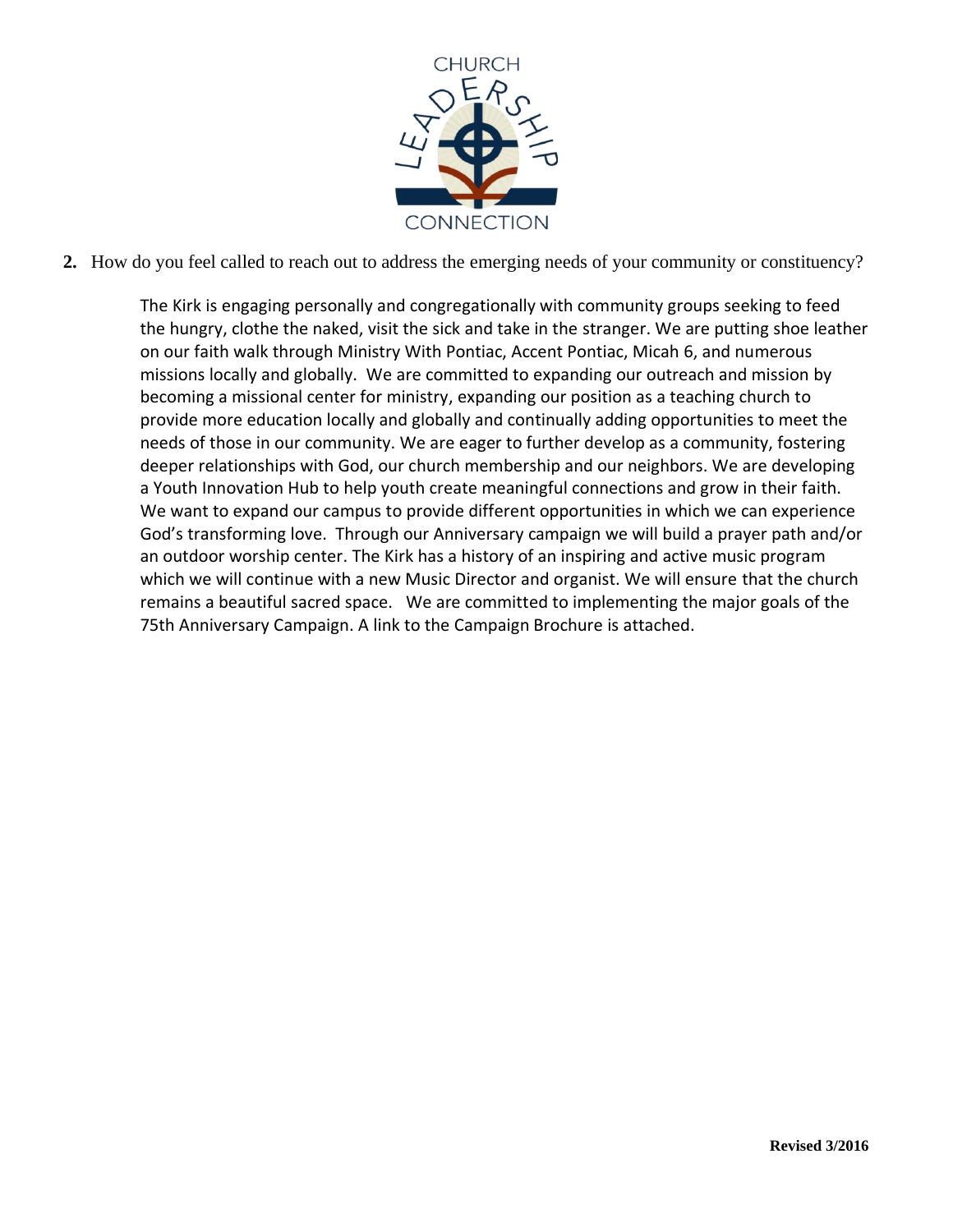**2.** How do you feel called to reach out to address the emerging needs of your community or constituency?

The Kirk is engaging personally and congregationally with community groups seeking to feed the hungry, clothe the naked, visit the sick and take in the stranger. We are putting shoe leather on our faith walk through Ministry With Pontiac, Accent Pontiac, Micah 6, and numerous missions locally and globally. We are committed to expanding our outreach and mission by becoming a missional center for ministry, expanding our position as a teaching church to provide more education locally and globally and continually adding opportunities to meet the needs of those in our community. We are eager to further develop as a community, fostering deeper relationships with God, our church membership and our neighbors. We are developing a Youth Innovation Hub to help youth create meaningful connections and grow in their faith. We want to expand our campus to provide different opportunities in which we can experience God's transforming love. Through our Anniversary campaign we will build a prayer path and/or an outdoor worship center. The Kirk has a history of an inspiring and active music program which we will continue with a new Music Director and organist. We will ensure that the church remains a beautiful sacred space. We are committed to implementing the major goals of the 75th Anniversary Campaign. A link to the Campaign Brochure is attached.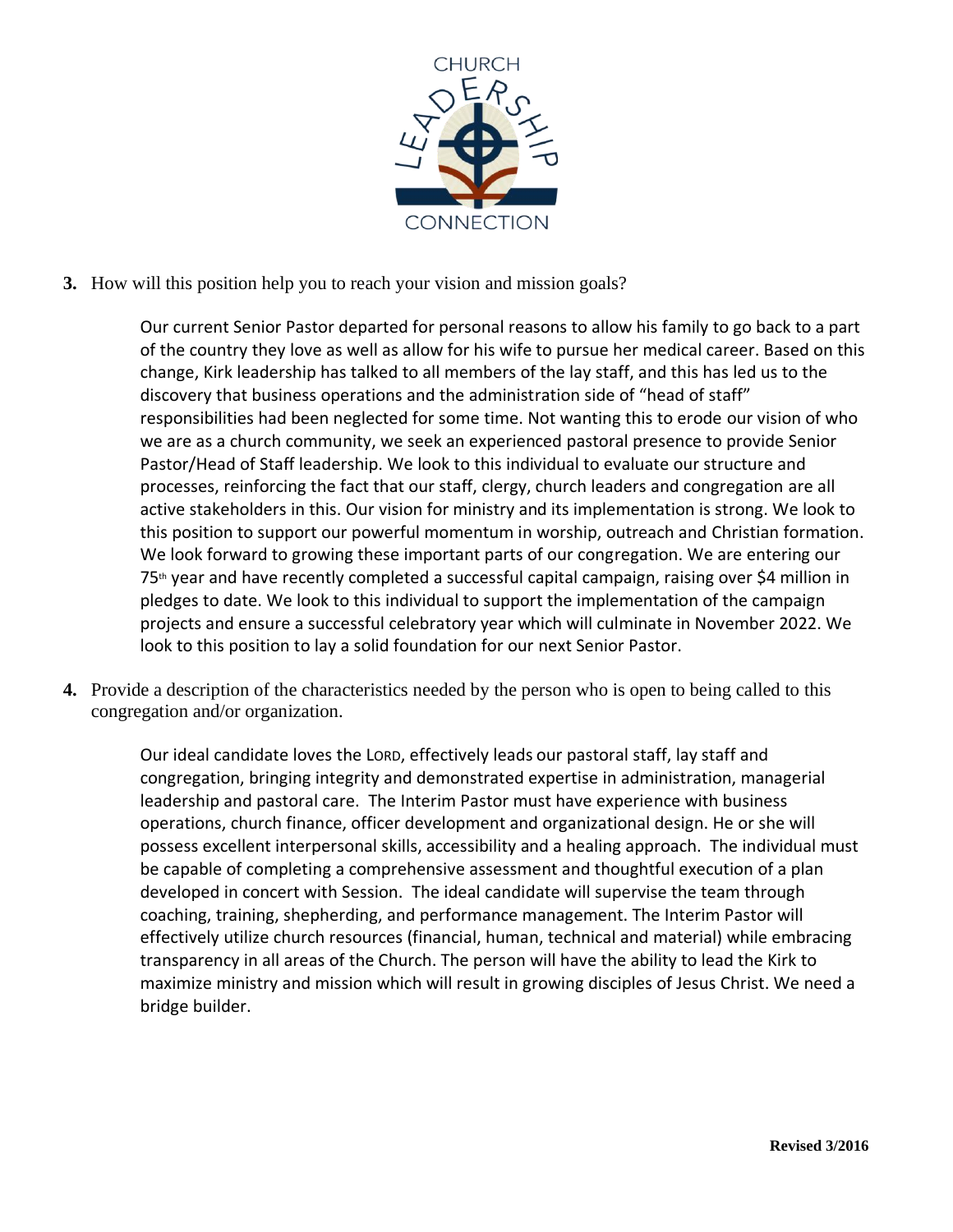3. How will this position help you to reach your vision and mission goals?

Our current Senior Pastor departed for personal reasons to allow his family to go back to a part of the country they love as well as allow for his wife to pursue her medical career. Based on this change, Kirk leadership has talked to all members of the lay staff, and this has led us to the discovery that business operations and the administration side of "head of staff" responsibilities had been neglected for some time. Not wanting this to erode our vision of who we are as a church community, we seek an experienced pastoral presence to provide Senior Pastor/Head of Staff leadership. We look to this individual to evaluate our structure and processes, reinforcing the fact that our staff, clergy, church leaders and congregation are all active stakeholders in this. Our vision for ministry and its implementation is strong. We look to this position to support our powerful momentum in worship, outreach and Christian formation. We look forward to growing these important parts of our congregation. We are entering our 75th year and have recently completed a successful capital campaign, raising over $4 million in pledges to date. We look to this individual to support the implementation of the campaign projects and ensure a successful celebratory year which will culminate in November 2022. We look to this position to lay a solid foundation for our next Senior Pastor.

4. Provide a description of the characteristics needed by the person who is open to being called to this congregation and/or organization.

Our ideal candidate loves the LORD, effectively leads our pastoral staff, lay staff and congregation, bringing integrity and demonstrated expertise in administration, managerial leadership and pastoral care. The Interim Pastor must have experience with business operations, church finance, officer development and organizational design. He or she will possess excellent interpersonal skills, accessibility and a healing approach. The individual must be capable of completing a comprehensive assessment and thoughtful execution of a plan developed in concert with Session. The ideal candidate will supervise the team through coaching, training, shepherding, and performance management. The Interim Pastor will effectively utilize church resources (financial, human, technical and material) while embracing transparency in all areas of the Church. The person will have the ability to lead the Kirk to maximize ministry and mission which will result in growing disciples of Jesus Christ. We need a bridge builder.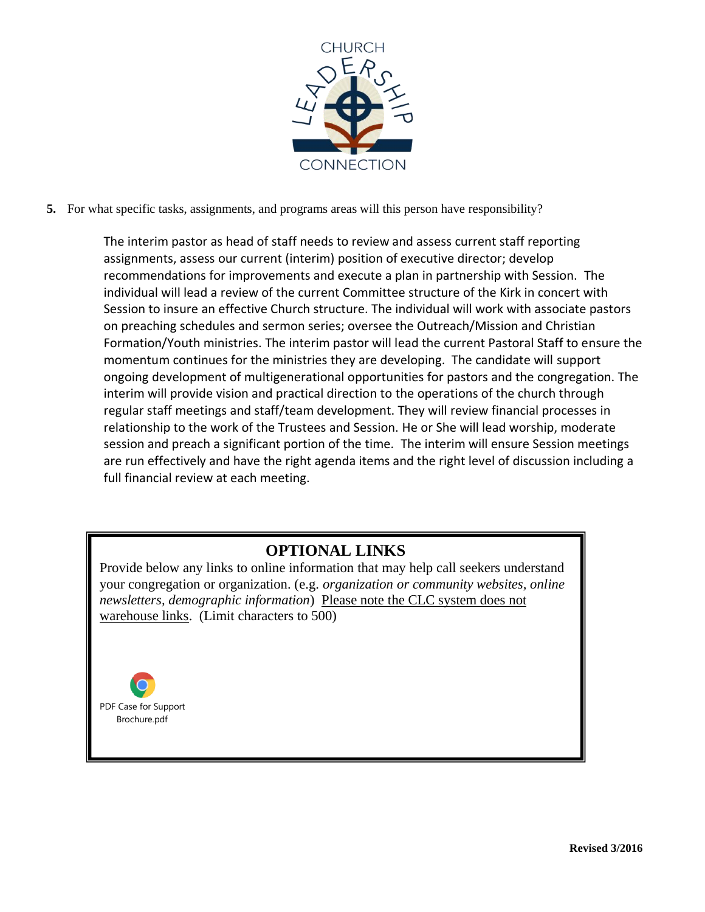CHURCH LEADERSHIP CONNECTION

**5.** For what specific tasks, assignments, and programs areas will this person have responsibility?

The interim pastor as head of staff needs to review and assess current staff reporting assignments, assess our current (interim) position of executive director; develop recommendations for improvements and execute a plan in partnership with Session. The individual will lead a review of the current Committee structure of the Kirk in concert with Session to insure an effective Church structure. The individual will work with associate pastors on preaching schedules and sermon series; oversee the Outreach/Mission and Christian Formation/Youth ministries. The interim pastor will lead the current Pastoral Staff to ensure the momentum continues for the ministries they are developing. The candidate will support ongoing development of multigenerational opportunities for pastors and the congregation. The interim will provide vision and practical direction to the operations of the church through regular staff meetings and staff/team development. They will review financial processes in relationship to the work of the Trustees and Session. He or She will lead worship, moderate session and preach a significant portion of the time. The interim will ensure Session meetings are run effectively and have the right agenda items and the right level of discussion including a full financial review at each meeting.

## OPTIONAL LINKS

Provide below any links to online information that may help call seekers understand your congregation or organization. (e.g. *organization or community websites, online newsletters, demographic information*) Please note the CLC system does not warehouse links. (Limit characters to 500)

PDF Case for Support Brochure.pdf

**Revised 3/2016**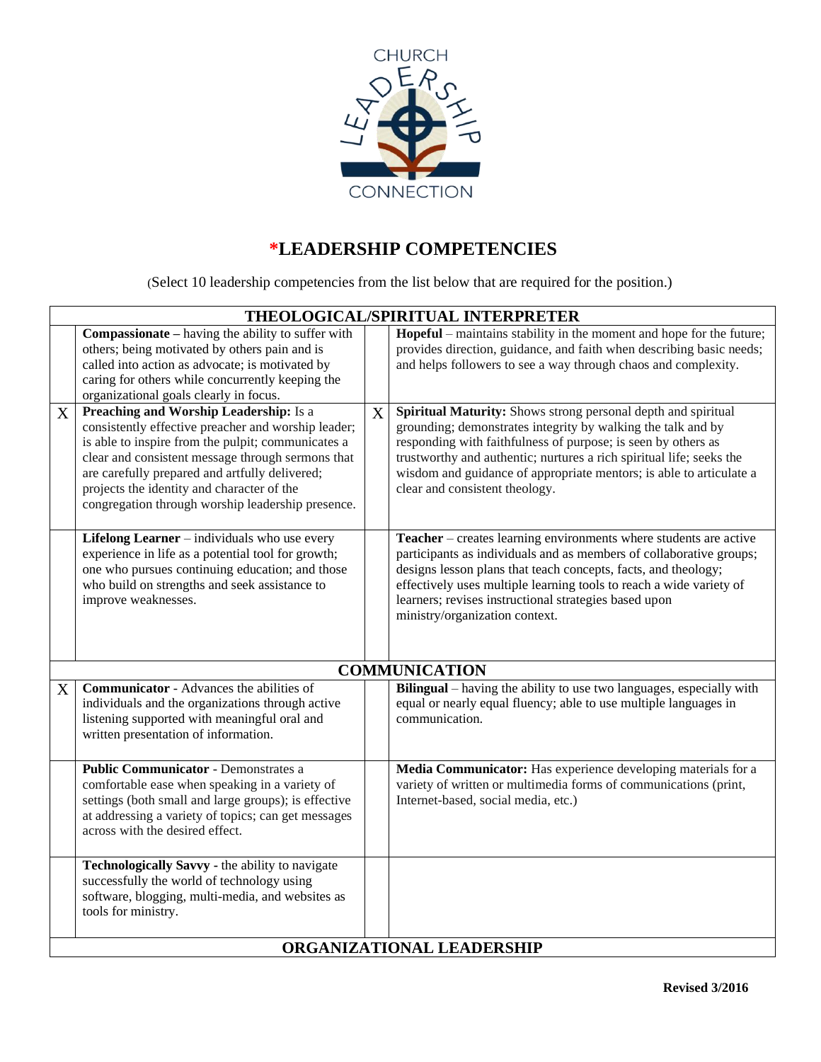# *LEADERSHIP COMPETENCIES

(Select 10 leadership competencies from the list below that are required for the position.)

| | | | |
|---|---|---|---|
| | **THEOLOGICAL/SPIRITUAL INTERPRETER** | | |
| | **Compassionate –** having the ability to suffer with others; being motivated by others pain and is called into action as advocate; is motivated by caring for others while concurrently keeping the organizational goals clearly in focus. | | **Hopeful** – maintains stability in the moment and hope for the future; provides direction, guidance, and faith when describing basic needs; and helps followers to see a way through chaos and complexity. |
| X | **Preaching and Worship Leadership:** Is a consistently effective preacher and worship leader; is able to inspire from the pulpit; communicates a clear and consistent message through sermons that are carefully prepared and artfully delivered; projects the identity and character of the congregation through worship leadership presence. | X | **Spiritual Maturity:** Shows strong personal depth and spiritual grounding; demonstrates integrity by walking the talk and by responding with faithfulness of purpose; is seen by others as trustworthy and authentic; nurtures a rich spiritual life; seeks the wisdom and guidance of appropriate mentors; is able to articulate a clear and consistent theology. |
| | **Lifelong Learner** – individuals who use every experience in life as a potential tool for growth; one who pursues continuing education; and those who build on strengths and seek assistance to improve weaknesses. | | **Teacher** – creates learning environments where students are active participants as individuals and as members of collaborative groups; designs lesson plans that teach concepts, facts, and theology; effectively uses multiple learning tools to reach a wide variety of learners; revises instructional strategies based upon ministry/organization context. |
| | **COMMUNICATION** | | |
| X | **Communicator** - Advances the abilities of individuals and the organizations through active listening supported with meaningful oral and written presentation of information. | | **Bilingual** – having the ability to use two languages, especially with equal or nearly equal fluency; able to use multiple languages in communication. |
| | **Public Communicator** - Demonstrates a comfortable ease when speaking in a variety of settings (both small and large groups); is effective at addressing a variety of topics; can get messages across with the desired effect. | | **Media Communicator:** Has experience developing materials for a variety of written or multimedia forms of communications (print, Internet-based, social media, etc.) |
| | **Technologically Savvy -** the ability to navigate successfully the world of technology using software, blogging, multi-media, and websites as tools for ministry. | | |
| | **ORGANIZATIONAL LEADERSHIP** | | |

Revised 3/2016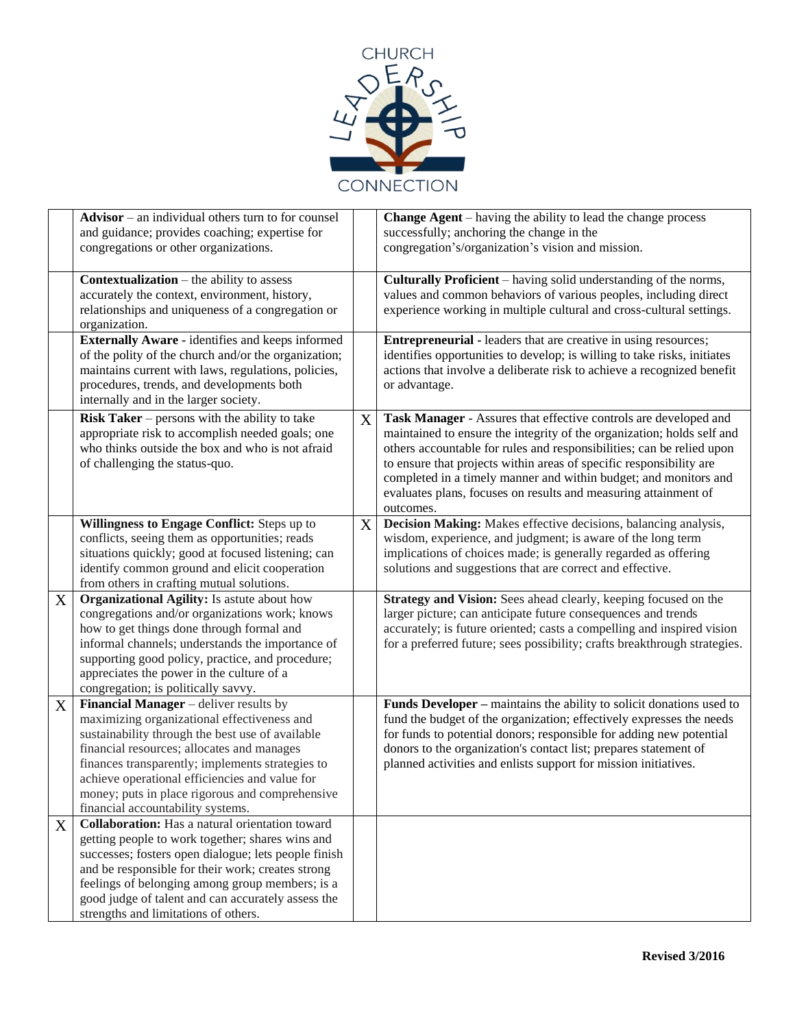| | | | |
|---|---|---|---|
| | **Advisor** – an individual others turn to for counsel and guidance; provides coaching; expertise for congregations or other organizations. | | **Change Agent** – having the ability to lead the change process successfully; anchoring the change in the congregation's/organization's vision and mission. |
| | **Contextualization** – the ability to assess accurately the context, environment, history, relationships and uniqueness of a congregation or organization. | | **Culturally Proficient** – having solid understanding of the norms, values and common behaviors of various peoples, including direct experience working in multiple cultural and cross-cultural settings. |
| | **Externally Aware -** identifies and keeps informed of the polity of the church and/or the organization; maintains current with laws, regulations, policies, procedures, trends, and developments both internally and in the larger society. | | **Entrepreneurial -** leaders that are creative in using resources; identifies opportunities to develop; is willing to take risks, initiates actions that involve a deliberate risk to achieve a recognized benefit or advantage. |
| | **Risk Taker** – persons with the ability to take appropriate risk to accomplish needed goals; one who thinks outside the box and who is not afraid of challenging the status-quo. | X | **Task Manager** - Assures that effective controls are developed and maintained to ensure the integrity of the organization; holds self and others accountable for rules and responsibilities; can be relied upon to ensure that projects within areas of specific responsibility are completed in a timely manner and within budget; and monitors and evaluates plans, focuses on results and measuring attainment of outcomes. |
| | **Willingness to Engage Conflict:** Steps up to conflicts, seeing them as opportunities; reads situations quickly; good at focused listening; can identify common ground and elicit cooperation from others in crafting mutual solutions. | X | **Decision Making:** Makes effective decisions, balancing analysis, wisdom, experience, and judgment; is aware of the long term implications of choices made; is generally regarded as offering solutions and suggestions that are correct and effective. |
| X | **Organizational Agility:** Is astute about how congregations and/or organizations work; knows how to get things done through formal and informal channels; understands the importance of supporting good policy, practice, and procedure; appreciates the power in the culture of a congregation; is politically savvy. | | **Strategy and Vision:** Sees ahead clearly, keeping focused on the larger picture; can anticipate future consequences and trends accurately; is future oriented; casts a compelling and inspired vision for a preferred future; sees possibility; crafts breakthrough strategies. |
| X | **Financial Manager** – deliver results by maximizing organizational effectiveness and sustainability through the best use of available financial resources; allocates and manages finances transparently; implements strategies to achieve operational efficiencies and value for money; puts in place rigorous and comprehensive financial accountability systems. | | **Funds Developer –** maintains the ability to solicit donations used to fund the budget of the organization; effectively expresses the needs for funds to potential donors; responsible for adding new potential donors to the organization's contact list; prepares statement of planned activities and enlists support for mission initiatives. |
| X | **Collaboration:** Has a natural orientation toward getting people to work together; shares wins and successes; fosters open dialogue; lets people finish and be responsible for their work; creates strong feelings of belonging among group members; is a good judge of talent and can accurately assess the strengths and limitations of others. | | |

**Revised 3/2016**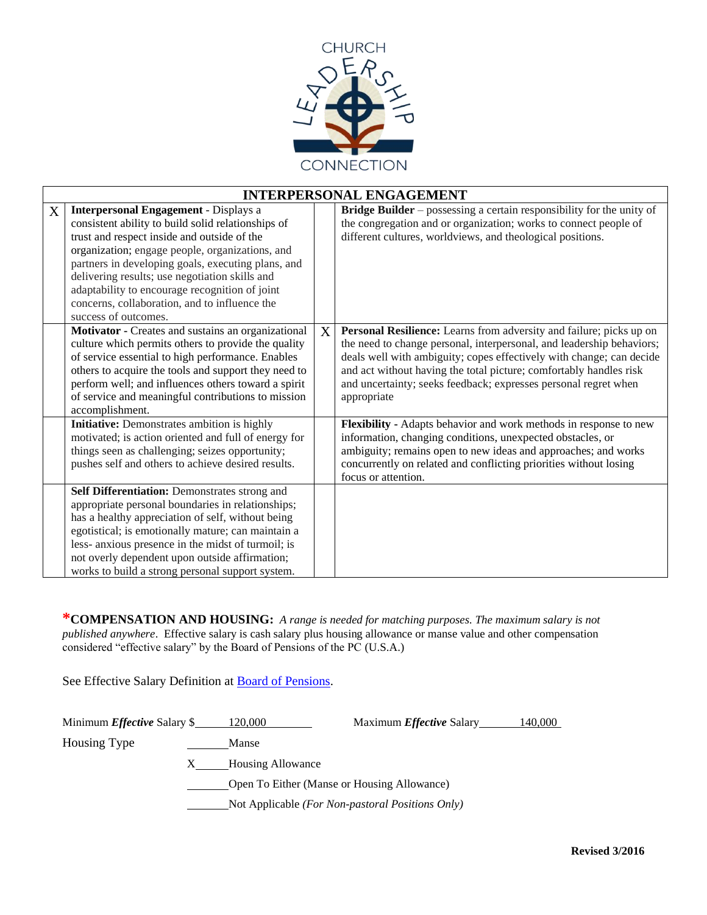| INTERPERSONAL ENGAGEMENT | | | |
|---|---|---|---|
| X | **Interpersonal Engagement** - Displays a consistent ability to build solid relationships of trust and respect inside and outside of the organization; engage people, organizations, and partners in developing goals, executing plans, and delivering results; use negotiation skills and adaptability to encourage recognition of joint concerns, collaboration, and to influence the success of outcomes. | | **Bridge Builder** – possessing a certain responsibility for the unity of the congregation and or organization; works to connect people of different cultures, worldviews, and theological positions. |
| | **Motivator** - Creates and sustains an organizational culture which permits others to provide the quality of service essential to high performance. Enables others to acquire the tools and support they need to perform well; and influences others toward a spirit of service and meaningful contributions to mission accomplishment. | X | **Personal Resilience:** Learns from adversity and failure; picks up on the need to change personal, interpersonal, and leadership behaviors; deals well with ambiguity; copes effectively with change; can decide and act without having the total picture; comfortably handles risk and uncertainty; seeks feedback; expresses personal regret when appropriate |
| | **Initiative:** Demonstrates ambition is highly motivated; is action oriented and full of energy for things seen as challenging; seizes opportunity; pushes self and others to achieve desired results. | | **Flexibility** - Adapts behavior and work methods in response to new information, changing conditions, unexpected obstacles, or ambiguity; remains open to new ideas and approaches; and works concurrently on related and conflicting priorities without losing focus or attention. |
| | **Self Differentiation:** Demonstrates strong and appropriate personal boundaries in relationships; has a healthy appreciation of self, without being egotistical; is emotionally mature; can maintain a less- anxious presence in the midst of turmoil; is not overly dependent upon outside affirmation; works to build a strong personal support system. | | |

***COMPENSATION AND HOUSING:** *A range is needed for matching purposes. The maximum salary is not published anywhere*. Effective salary is cash salary plus housing allowance or manse value and other compensation considered "effective salary" by the Board of Pensions of the PC (U.S.A.)

See Effective Salary Definition at Board of Pensions.

Minimum ***Effective*** Salary $ 120,000 Maximum ***Effective*** Salary 140,000

Housing Type

\_\_\_ Manse

X \_\_\_ Housing Allowance

\_\_\_ Open To Either (Manse or Housing Allowance)

\_\_\_ Not Applicable *(For Non-pastoral Positions Only)*

**Revised 3/2016**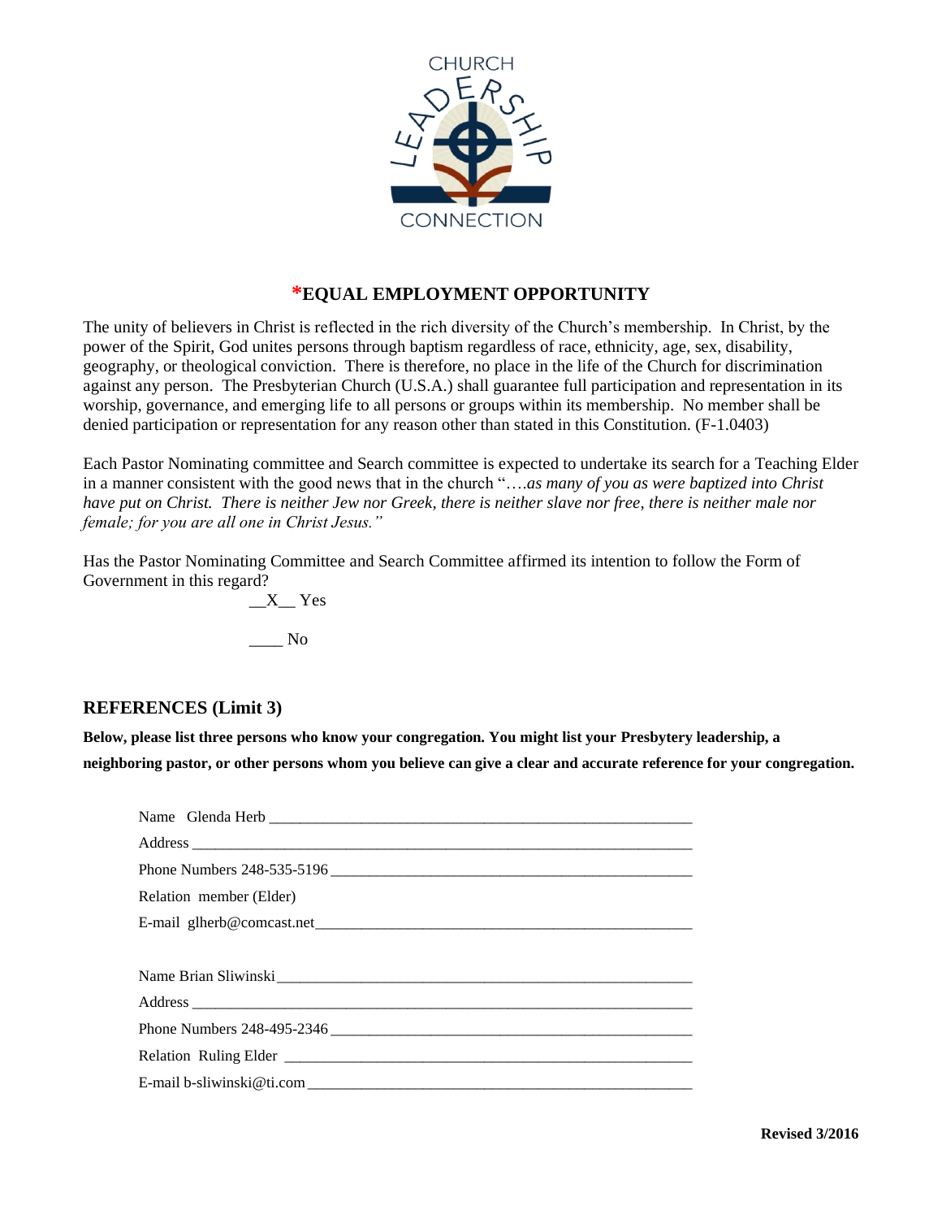## *EQUAL EMPLOYMENT OPPORTUNITY

The unity of believers in Christ is reflected in the rich diversity of the Church's membership. In Christ, by the power of the Spirit, God unites persons through baptism regardless of race, ethnicity, age, sex, disability, geography, or theological conviction. There is therefore, no place in the life of the Church for discrimination against any person. The Presbyterian Church (U.S.A.) shall guarantee full participation and representation in its worship, governance, and emerging life to all persons or groups within its membership. No member shall be denied participation or representation for any reason other than stated in this Constitution. (F-1.0403)

Each Pastor Nominating committee and Search committee is expected to undertake its search for a Teaching Elder in a manner consistent with the good news that in the church "*….as many of you as were baptized into Christ have put on Christ. There is neither Jew nor Greek, there is neither slave nor free, there is neither male nor female; for you are all one in Christ Jesus."*

Has the Pastor Nominating Committee and Search Committee affirmed its intention to follow the Form of Government in this regard?

__X__ Yes

____ No

### REFERENCES (Limit 3)

**Below, please list three persons who know your congregation. You might list your Presbytery leadership, a neighboring pastor, or other persons whom you believe can give a clear and accurate reference for your congregation.**

Name Glenda Herb
Address
Phone Numbers 248-535-5196
Relation member (Elder)
E-mail glherb@comcast.net

Name Brian Sliwinski
Address
Phone Numbers 248-495-2346
Relation Ruling Elder
E-mail b-sliwinski@ti.com

**Revised 3/2016**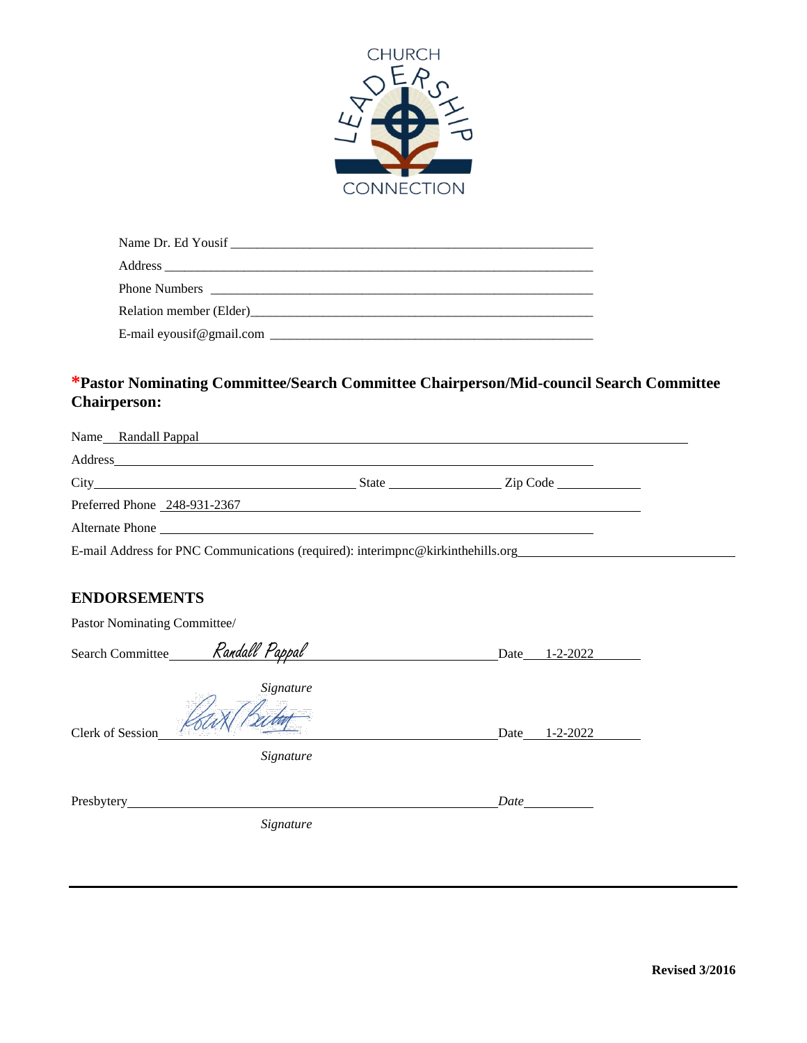CHURCH LEADERSHIP CONNECTION

Name Dr. Ed Yousif \_\_\_\_\_\_\_\_\_\_\_\_\_\_\_\_\_\_\_\_\_\_\_\_\_\_\_\_\_\_\_\_\_\_\_\_\_\_\_\_\_\_\_\_

Address \_\_\_\_\_\_\_\_\_\_\_\_\_\_\_\_\_\_\_\_\_\_\_\_\_\_\_\_\_\_\_\_\_\_\_\_\_\_\_\_\_\_\_\_\_\_\_\_\_\_\_\_

Phone Numbers \_\_\_\_\_\_\_\_\_\_\_\_\_\_\_\_\_\_\_\_\_\_\_\_\_\_\_\_\_\_\_\_\_\_\_\_\_\_\_\_\_\_\_\_\_\_

Relation member (Elder)\_\_\_\_\_\_\_\_\_\_\_\_\_\_\_\_\_\_\_\_\_\_\_\_\_\_\_\_\_\_\_\_\_\_\_\_\_\_\_\_\_\_

E-mail eyousif@gmail.com \_\_\_\_\_\_\_\_\_\_\_\_\_\_\_\_\_\_\_\_\_\_\_\_\_\_\_\_\_\_\_\_\_\_\_\_\_\_

## *Pastor Nominating Committee/Search Committee Chairperson/Mid-council Search Committee Chairperson:

Name Randall Pappal

Address

City State Zip Code

Preferred Phone 248-931-2367

Alternate Phone

E-mail Address for PNC Communications (required): interimpnc@kirkinthehills.org

## ENDORSEMENTS

Pastor Nominating Committee/
Search Committee *Randall Pappal* Date 1-2-2022
*Signature*

Clerk of Session [signature] Date 1-2-2022
*Signature*

Presbytery \_\_\_\_\_\_\_\_\_\_\_\_\_\_\_\_\_\_\_\_\_\_\_\_\_\_ *Date* \_\_\_\_\_\_\_\_
*Signature*

**Revised 3/2016**